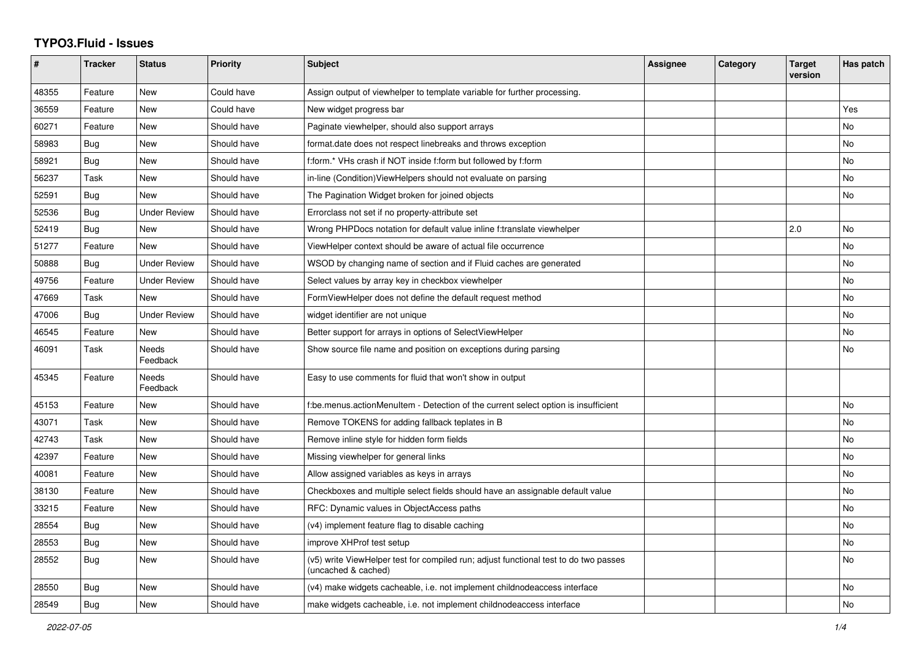# TYPO3.Fluid - Issues

| # | Tracker | Status | Priority | Subject | Assignee | Category | Target version | Has patch |
|---|---|---|---|---|---|---|---|---|
| 48355 | Feature | New | Could have | Assign output of viewhelper to template variable for further processing. | | | | |
| 36559 | Feature | New | Could have | New widget progress bar | | | | Yes |
| 60271 | Feature | New | Should have | Paginate viewhelper, should also support arrays | | | | No |
| 58983 | Bug | New | Should have | format.date does not respect linebreaks and throws exception | | | | No |
| 58921 | Bug | New | Should have | f:form.* VHs crash if NOT inside f:form but followed by f:form | | | | No |
| 56237 | Task | New | Should have | in-line (Condition)ViewHelpers should not evaluate on parsing | | | | No |
| 52591 | Bug | New | Should have | The Pagination Widget broken for joined objects | | | | No |
| 52536 | Bug | Under Review | Should have | Errorclass not set if no property-attribute set | | | | |
| 52419 | Bug | New | Should have | Wrong PHPDocs notation for default value inline f:translate viewhelper | | | 2.0 | No |
| 51277 | Feature | New | Should have | ViewHelper context should be aware of actual file occurrence | | | | No |
| 50888 | Bug | Under Review | Should have | WSOD by changing name of section and if Fluid caches are generated | | | | No |
| 49756 | Feature | Under Review | Should have | Select values by array key in checkbox viewhelper | | | | No |
| 47669 | Task | New | Should have | FormViewHelper does not define the default request method | | | | No |
| 47006 | Bug | Under Review | Should have | widget identifier are not unique | | | | No |
| 46545 | Feature | New | Should have | Better support for arrays in options of SelectViewHelper | | | | No |
| 46091 | Task | Needs Feedback | Should have | Show source file name and position on exceptions during parsing | | | | No |
| 45345 | Feature | Needs Feedback | Should have | Easy to use comments for fluid that won't show in output | | | | |
| 45153 | Feature | New | Should have | f:be.menus.actionMenuItem - Detection of the current select option is insufficient | | | | No |
| 43071 | Task | New | Should have | Remove TOKENS for adding fallback teplates in B | | | | No |
| 42743 | Task | New | Should have | Remove inline style for hidden form fields | | | | No |
| 42397 | Feature | New | Should have | Missing viewhelper for general links | | | | No |
| 40081 | Feature | New | Should have | Allow assigned variables as keys in arrays | | | | No |
| 38130 | Feature | New | Should have | Checkboxes and multiple select fields should have an assignable default value | | | | No |
| 33215 | Feature | New | Should have | RFC: Dynamic values in ObjectAccess paths | | | | No |
| 28554 | Bug | New | Should have | (v4) implement feature flag to disable caching | | | | No |
| 28553 | Bug | New | Should have | improve XHProf test setup | | | | No |
| 28552 | Bug | New | Should have | (v5) write ViewHelper test for compiled run; adjust functional test to do two passes (uncached & cached) | | | | No |
| 28550 | Bug | New | Should have | (v4) make widgets cacheable, i.e. not implement childnodeaccess interface | | | | No |
| 28549 | Bug | New | Should have | make widgets cacheable, i.e. not implement childnodeaccess interface | | | | No |

*2022-07-05*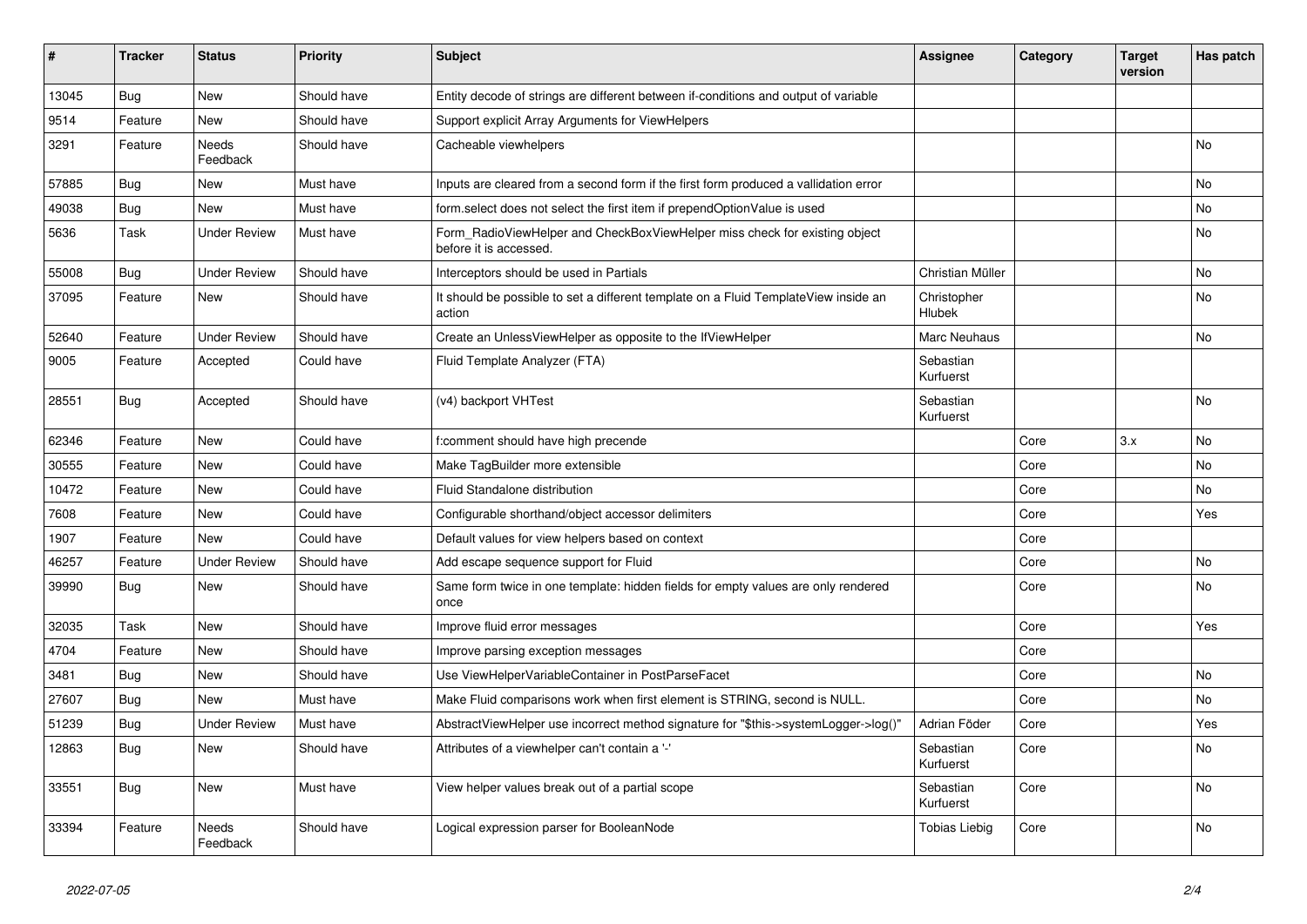| # | Tracker | Status | Priority | Subject | Assignee | Category | Target version | Has patch |
| --- | --- | --- | --- | --- | --- | --- | --- | --- |
| 13045 | Bug | New | Should have | Entity decode of strings are different between if-conditions and output of variable | | | | |
| 9514 | Feature | New | Should have | Support explicit Array Arguments for ViewHelpers | | | | |
| 3291 | Feature | Needs Feedback | Should have | Cacheable viewhelpers | | | | No |
| 57885 | Bug | New | Must have | Inputs are cleared from a second form if the first form produced a vallidation error | | | | No |
| 49038 | Bug | New | Must have | form.select does not select the first item if prependOptionValue is used | | | | No |
| 5636 | Task | Under Review | Must have | Form_RadioViewHelper and CheckBoxViewHelper miss check for existing object before it is accessed. | | | | No |
| 55008 | Bug | Under Review | Should have | Interceptors should be used in Partials | Christian Müller | | | No |
| 37095 | Feature | New | Should have | It should be possible to set a different template on a Fluid TemplateView inside an action | Christopher Hlubek | | | No |
| 52640 | Feature | Under Review | Should have | Create an UnlessViewHelper as opposite to the IfViewHelper | Marc Neuhaus | | | No |
| 9005 | Feature | Accepted | Could have | Fluid Template Analyzer (FTA) | Sebastian Kurfuerst | | | |
| 28551 | Bug | Accepted | Should have | (v4) backport VHTest | Sebastian Kurfuerst | | | No |
| 62346 | Feature | New | Could have | f:comment should have high precende | | Core | 3.x | No |
| 30555 | Feature | New | Could have | Make TagBuilder more extensible | | Core | | No |
| 10472 | Feature | New | Could have | Fluid Standalone distribution | | Core | | No |
| 7608 | Feature | New | Could have | Configurable shorthand/object accessor delimiters | | Core | | Yes |
| 1907 | Feature | New | Could have | Default values for view helpers based on context | | Core | | |
| 46257 | Feature | Under Review | Should have | Add escape sequence support for Fluid | | Core | | No |
| 39990 | Bug | New | Should have | Same form twice in one template: hidden fields for empty values are only rendered once | | Core | | No |
| 32035 | Task | New | Should have | Improve fluid error messages | | Core | | Yes |
| 4704 | Feature | New | Should have | Improve parsing exception messages | | Core | | |
| 3481 | Bug | New | Should have | Use ViewHelperVariableContainer in PostParseFacet | | Core | | No |
| 27607 | Bug | New | Must have | Make Fluid comparisons work when first element is STRING, second is NULL. | | Core | | No |
| 51239 | Bug | Under Review | Must have | AbstractViewHelper use incorrect method signature for "$this->systemLogger->log()" | Adrian Föder | Core | | Yes |
| 12863 | Bug | New | Should have | Attributes of a viewhelper can't contain a '-' | Sebastian Kurfuerst | Core | | No |
| 33551 | Bug | New | Must have | View helper values break out of a partial scope | Sebastian Kurfuerst | Core | | No |
| 33394 | Feature | Needs Feedback | Should have | Logical expression parser for BooleanNode | Tobias Liebig | Core | | No |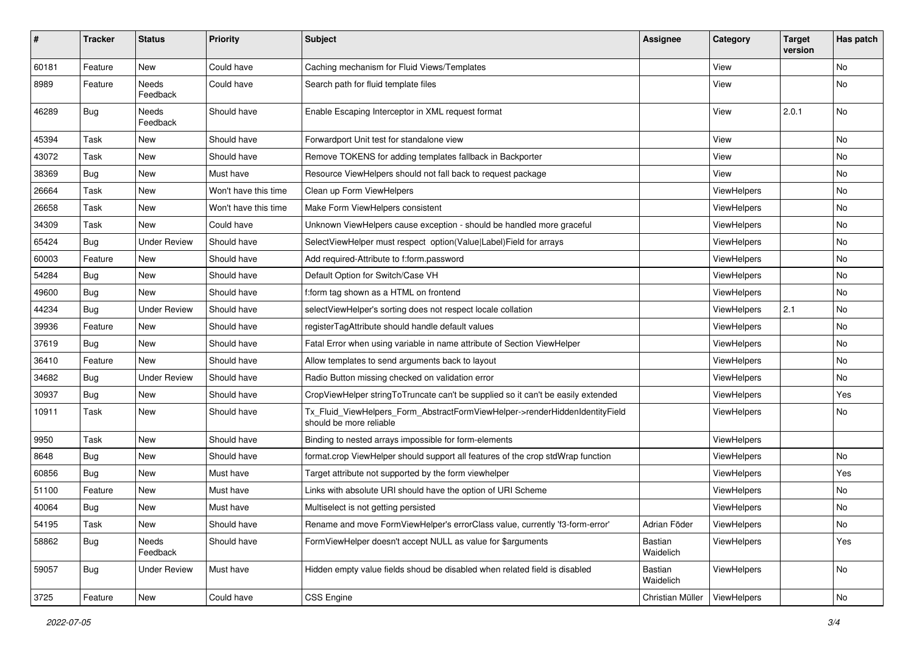| # | Tracker | Status | Priority | Subject | Assignee | Category | Target version | Has patch |
|---|---|---|---|---|---|---|---|---|
| 60181 | Feature | New | Could have | Caching mechanism for Fluid Views/Templates | | View | | No |
| 8989 | Feature | Needs Feedback | Could have | Search path for fluid template files | | View | | No |
| 46289 | Bug | Needs Feedback | Should have | Enable Escaping Interceptor in XML request format | | View | 2.0.1 | No |
| 45394 | Task | New | Should have | Forwardport Unit test for standalone view | | View | | No |
| 43072 | Task | New | Should have | Remove TOKENS for adding templates fallback in Backporter | | View | | No |
| 38369 | Bug | New | Must have | Resource ViewHelpers should not fall back to request package | | View | | No |
| 26664 | Task | New | Won't have this time | Clean up Form ViewHelpers | | ViewHelpers | | No |
| 26658 | Task | New | Won't have this time | Make Form ViewHelpers consistent | | ViewHelpers | | No |
| 34309 | Task | New | Could have | Unknown ViewHelpers cause exception - should be handled more graceful | | ViewHelpers | | No |
| 65424 | Bug | Under Review | Should have | SelectViewHelper must respect option(Value\|Label)Field for arrays | | ViewHelpers | | No |
| 60003 | Feature | New | Should have | Add required-Attribute to f:form.password | | ViewHelpers | | No |
| 54284 | Bug | New | Should have | Default Option for Switch/Case VH | | ViewHelpers | | No |
| 49600 | Bug | New | Should have | f:form tag shown as a HTML on frontend | | ViewHelpers | | No |
| 44234 | Bug | Under Review | Should have | selectViewHelper's sorting does not respect locale collation | | ViewHelpers | 2.1 | No |
| 39936 | Feature | New | Should have | registerTagAttribute should handle default values | | ViewHelpers | | No |
| 37619 | Bug | New | Should have | Fatal Error when using variable in name attribute of Section ViewHelper | | ViewHelpers | | No |
| 36410 | Feature | New | Should have | Allow templates to send arguments back to layout | | ViewHelpers | | No |
| 34682 | Bug | Under Review | Should have | Radio Button missing checked on validation error | | ViewHelpers | | No |
| 30937 | Bug | New | Should have | CropViewHelper stringToTruncate can't be supplied so it can't be easily extended | | ViewHelpers | | Yes |
| 10911 | Task | New | Should have | Tx_Fluid_ViewHelpers_Form_AbstractFormViewHelper->renderHiddenIdentityField should be more reliable | | ViewHelpers | | No |
| 9950 | Task | New | Should have | Binding to nested arrays impossible for form-elements | | ViewHelpers | | |
| 8648 | Bug | New | Should have | format.crop ViewHelper should support all features of the crop stdWrap function | | ViewHelpers | | No |
| 60856 | Bug | New | Must have | Target attribute not supported by the form viewhelper | | ViewHelpers | | Yes |
| 51100 | Feature | New | Must have | Links with absolute URI should have the option of URI Scheme | | ViewHelpers | | No |
| 40064 | Bug | New | Must have | Multiselect is not getting persisted | | ViewHelpers | | No |
| 54195 | Task | New | Should have | Rename and move FormViewHelper's errorClass value, currently 'f3-form-error' | Adrian Föder | ViewHelpers | | No |
| 58862 | Bug | Needs Feedback | Should have | FormViewHelper doesn't accept NULL as value for $arguments | Bastian Waidelich | ViewHelpers | | Yes |
| 59057 | Bug | Under Review | Must have | Hidden empty value fields shoud be disabled when related field is disabled | Bastian Waidelich | ViewHelpers | | No |
| 3725 | Feature | New | Could have | CSS Engine | Christian Müller | ViewHelpers | | No |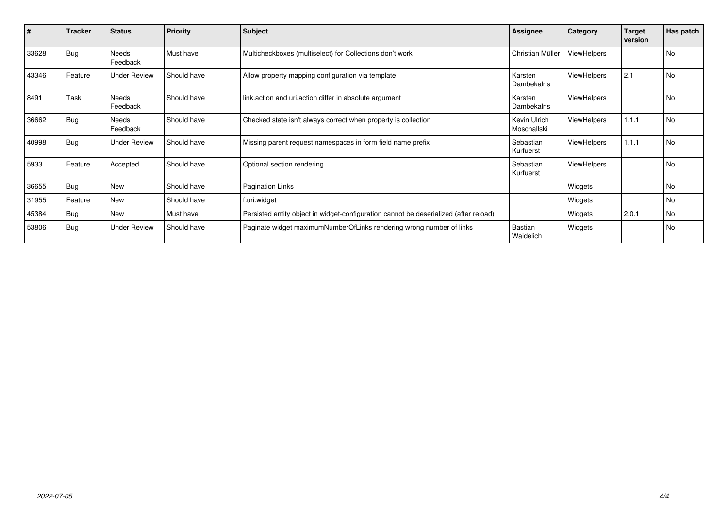| # | Tracker | Status | Priority | Subject | Assignee | Category | Target version | Has patch |
|---|---|---|---|---|---|---|---|---|
| 33628 | Bug | Needs Feedback | Must have | Multicheckboxes (multiselect) for Collections don't work | Christian Müller | ViewHelpers | | No |
| 43346 | Feature | Under Review | Should have | Allow property mapping configuration via template | Karsten Dambekalns | ViewHelpers | 2.1 | No |
| 8491 | Task | Needs Feedback | Should have | link.action and uri.action differ in absolute argument | Karsten Dambekalns | ViewHelpers | | No |
| 36662 | Bug | Needs Feedback | Should have | Checked state isn't always correct when property is collection | Kevin Ulrich Moschallski | ViewHelpers | 1.1.1 | No |
| 40998 | Bug | Under Review | Should have | Missing parent request namespaces in form field name prefix | Sebastian Kurfuerst | ViewHelpers | 1.1.1 | No |
| 5933 | Feature | Accepted | Should have | Optional section rendering | Sebastian Kurfuerst | ViewHelpers | | No |
| 36655 | Bug | New | Should have | Pagination Links | | Widgets | | No |
| 31955 | Feature | New | Should have | f:uri.widget | | Widgets | | No |
| 45384 | Bug | New | Must have | Persisted entity object in widget-configuration cannot be deserialized (after reload) | | Widgets | 2.0.1 | No |
| 53806 | Bug | Under Review | Should have | Paginate widget maximumNumberOfLinks rendering wrong number of links | Bastian Waidelich | Widgets | | No |

*2022-07-05*